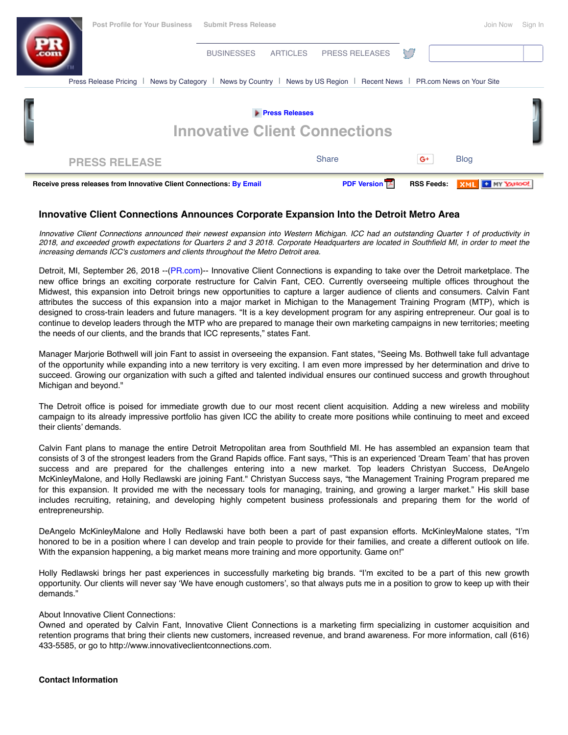Post Profile for Your Business | Submit Press Release | Join Now | Sign In

BUSINESSES | ARTICLES | PRESS RELEASES

Press Release Pricing | News by Category | News by Country | News by US Region | Recent News | PR.com News on Your Site

Press Releases

# Innovative Client Connections

PRESS RELEASE | Share | Blog

Receive press releases from Innovative Client Connections: By Email | PDF Version | RSS Feeds:

## Innovative Client Connections Announces Corporate Expansion Into the Detroit Metro Area

*Innovative Client Connections announced their newest expansion into Western Michigan. ICC had an outstanding Quarter 1 of productivity in 2018, and exceeded growth expectations for Quarters 2 and 3 2018. Corporate Headquarters are located in Southfield MI, in order to meet the increasing demands ICC's customers and clients throughout the Metro Detroit area.*

Detroit, MI, September 26, 2018 --(PR.com)-- Innovative Client Connections is expanding to take over the Detroit marketplace. The new office brings an exciting corporate restructure for Calvin Fant, CEO. Currently overseeing multiple offices throughout the Midwest, this expansion into Detroit brings new opportunities to capture a larger audience of clients and consumers. Calvin Fant attributes the success of this expansion into a major market in Michigan to the Management Training Program (MTP), which is designed to cross-train leaders and future managers. “It is a key development program for any aspiring entrepreneur. Our goal is to continue to develop leaders through the MTP who are prepared to manage their own marketing campaigns in new territories; meeting the needs of our clients, and the brands that ICC represents,” states Fant.

Manager Marjorie Bothwell will join Fant to assist in overseeing the expansion. Fant states, "Seeing Ms. Bothwell take full advantage of the opportunity while expanding into a new territory is very exciting. I am even more impressed by her determination and drive to succeed. Growing our organization with such a gifted and talented individual ensures our continued success and growth throughout Michigan and beyond."

The Detroit office is poised for immediate growth due to our most recent client acquisition. Adding a new wireless and mobility campaign to its already impressive portfolio has given ICC the ability to create more positions while continuing to meet and exceed their clients’ demands.

Calvin Fant plans to manage the entire Detroit Metropolitan area from Southfield MI. He has assembled an expansion team that consists of 3 of the strongest leaders from the Grand Rapids office. Fant says, "This is an experienced ‘Dream Team’ that has proven success and are prepared for the challenges entering into a new market. Top leaders Christyan Success, DeAngelo McKinleyMalone, and Holly Redlawski are joining Fant." Christyan Success says, “the Management Training Program prepared me for this expansion. It provided me with the necessary tools for managing, training, and growing a larger market.” His skill base includes recruiting, retaining, and developing highly competent business professionals and preparing them for the world of entrepreneurship.

DeAngelo McKinleyMalone and Holly Redlawski have both been a part of past expansion efforts. McKinleyMalone states, “I’m honored to be in a position where I can develop and train people to provide for their families, and create a different outlook on life. With the expansion happening, a big market means more training and more opportunity. Game on!”

Holly Redlawski brings her past experiences in successfully marketing big brands. “I’m excited to be a part of this new growth opportunity. Our clients will never say ‘We have enough customers’, so that always puts me in a position to grow to keep up with their demands.”

About Innovative Client Connections:
Owned and operated by Calvin Fant, Innovative Client Connections is a marketing firm specializing in customer acquisition and retention programs that bring their clients new customers, increased revenue, and brand awareness. For more information, call (616) 433-5585, or go to http://www.innovativeclientconnections.com.

**Contact Information**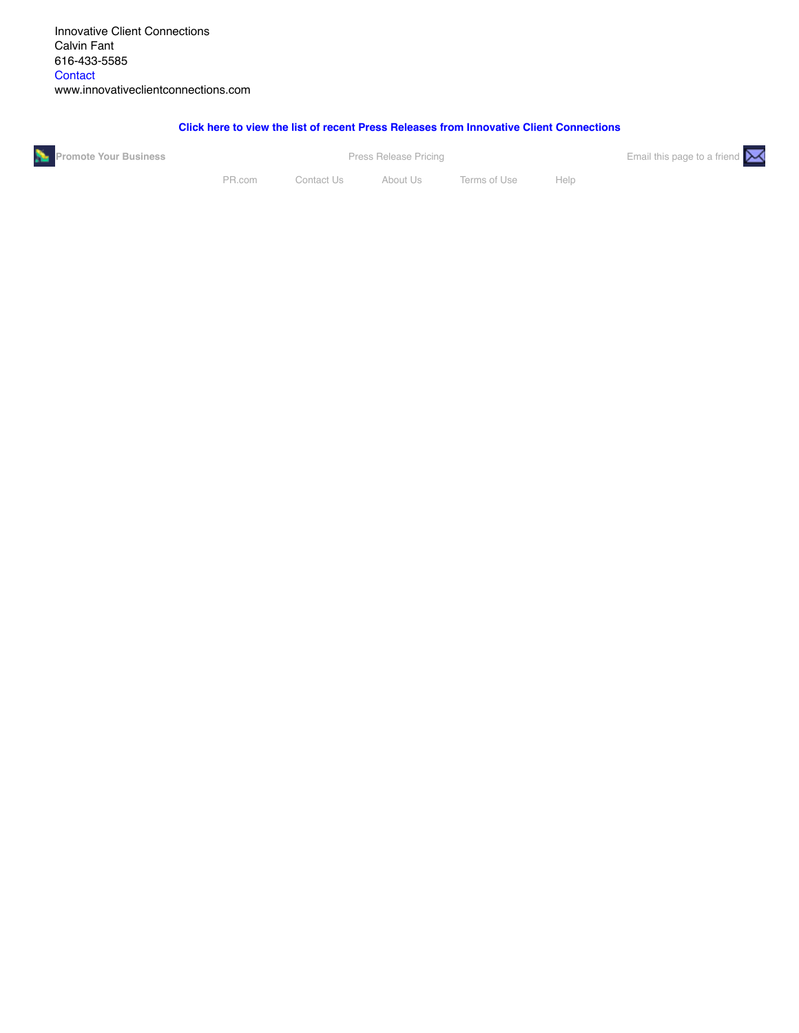Innovative Client Connections
Calvin Fant
616-433-5585
Contact
www.innovativeclientconnections.com

**Click here to view the list of recent Press Releases from Innovative Client Connections**

**Promote Your Business** Press Release Pricing Email this page to a friend

PR.com Contact Us About Us Terms of Use Help